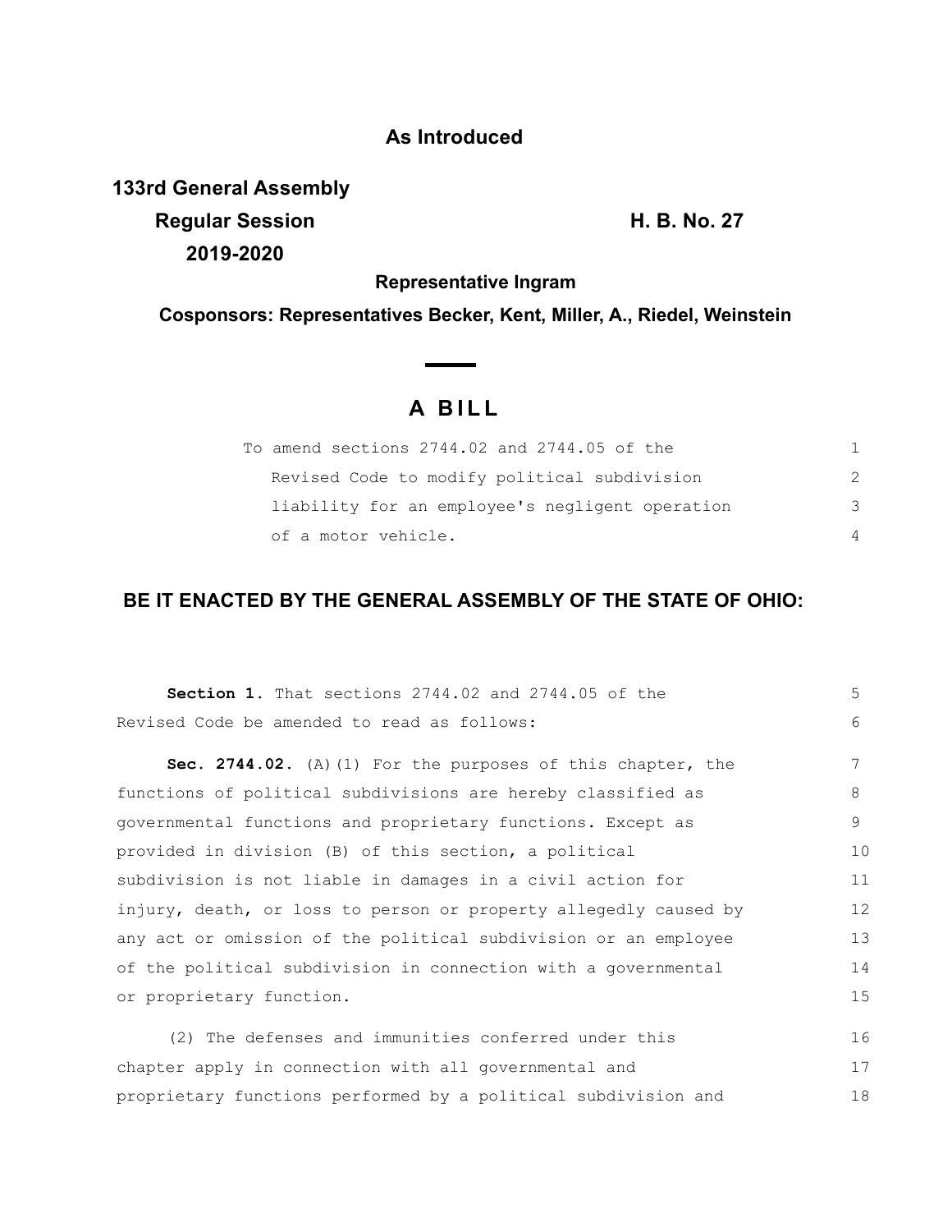**As Introduced**

**133rd General Assembly**
**Regular Session** **H. B. No. 27**
**2019-2020**

**Representative Ingram**

**Cosponsors: Representatives Becker, Kent, Miller, A., Riedel, Weinstein**

# A BILL

To amend sections 2744.02 and 2744.05 of the Revised Code to modify political subdivision liability for an employee's negligent operation of a motor vehicle.

## BE IT ENACTED BY THE GENERAL ASSEMBLY OF THE STATE OF OHIO:

**Section 1.** That sections 2744.02 and 2744.05 of the Revised Code be amended to read as follows:

**Sec. 2744.02.** (A)(1) For the purposes of this chapter, the functions of political subdivisions are hereby classified as governmental functions and proprietary functions. Except as provided in division (B) of this section, a political subdivision is not liable in damages in a civil action for injury, death, or loss to person or property allegedly caused by any act or omission of the political subdivision or an employee of the political subdivision in connection with a governmental or proprietary function.

(2) The defenses and immunities conferred under this chapter apply in connection with all governmental and proprietary functions performed by a political subdivision and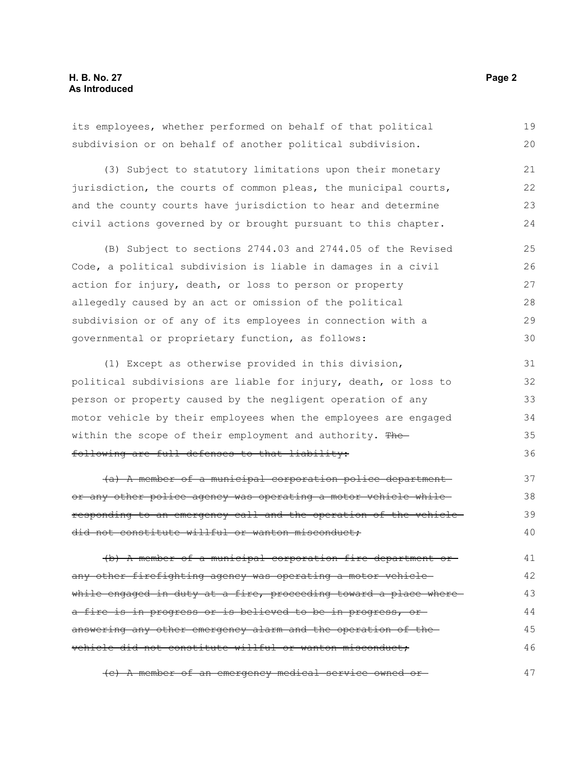its employees, whether performed on behalf of that political subdivision or on behalf of another political subdivision.

(3) Subject to statutory limitations upon their monetary jurisdiction, the courts of common pleas, the municipal courts, and the county courts have jurisdiction to hear and determine civil actions governed by or brought pursuant to this chapter.

(B) Subject to sections 2744.03 and 2744.05 of the Revised Code, a political subdivision is liable in damages in a civil action for injury, death, or loss to person or property allegedly caused by an act or omission of the political subdivision or of any of its employees in connection with a governmental or proprietary function, as follows:

(1) Except as otherwise provided in this division, political subdivisions are liable for injury, death, or loss to person or property caused by the negligent operation of any motor vehicle by their employees when the employees are engaged within the scope of their employment and authority. ~~The following are full defenses to that liability:~~

~~(a) A member of a municipal corporation police department or any other police agency was operating a motor vehicle while responding to an emergency call and the operation of the vehicle did not constitute willful or wanton misconduct;~~

~~(b) A member of a municipal corporation fire department or any other firefighting agency was operating a motor vehicle while engaged in duty at a fire, proceeding toward a place where a fire is in progress or is believed to be in progress, or answering any other emergency alarm and the operation of the vehicle did not constitute willful or wanton misconduct;~~

~~(c) A member of an emergency medical service owned or~~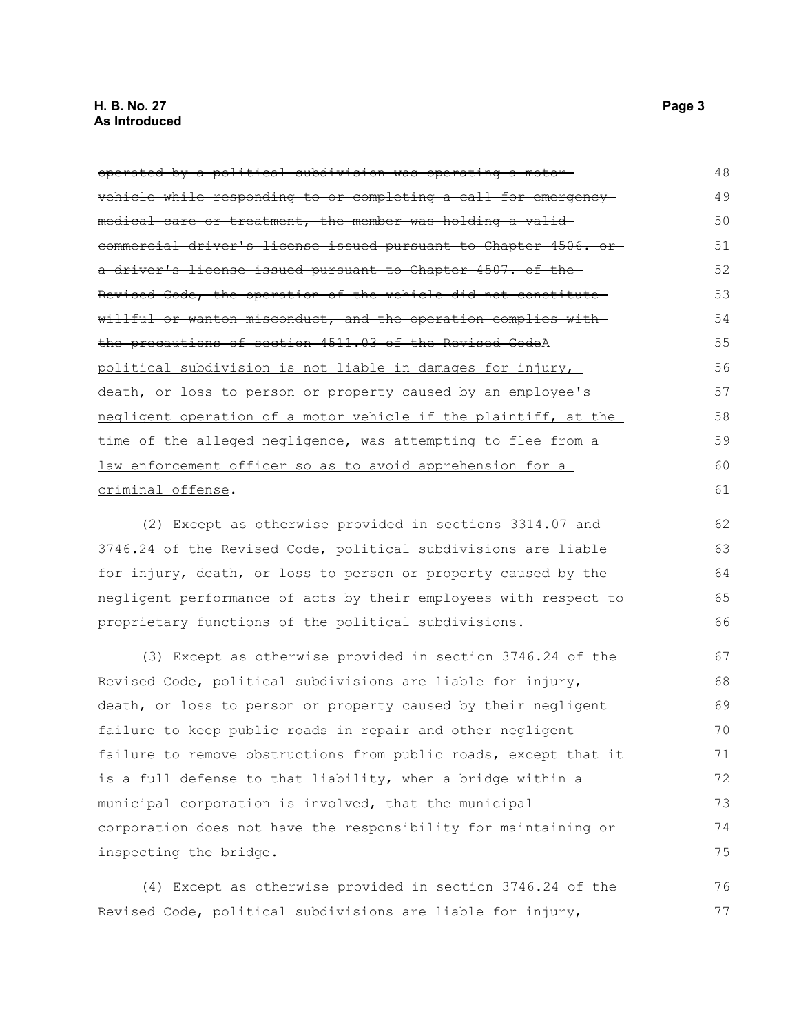~~operated by a political subdivision was operating a motor vehicle while responding to or completing a call for emergency medical care or treatment, the member was holding a valid commercial driver's license issued pursuant to Chapter 4506. or a driver's license issued pursuant to Chapter 4507. of the Revised Code, the operation of the vehicle did not constitute willful or wanton misconduct, and the operation complies with the precautions of section 4511.03 of the Revised Code~~<u>A political subdivision is not liable in damages for injury, death, or loss to person or property caused by an employee's negligent operation of a motor vehicle if the plaintiff, at the time of the alleged negligence, was attempting to flee from a law enforcement officer so as to avoid apprehension for a criminal offense</u>.

(2) Except as otherwise provided in sections 3314.07 and 3746.24 of the Revised Code, political subdivisions are liable for injury, death, or loss to person or property caused by the negligent performance of acts by their employees with respect to proprietary functions of the political subdivisions.

(3) Except as otherwise provided in section 3746.24 of the Revised Code, political subdivisions are liable for injury, death, or loss to person or property caused by their negligent failure to keep public roads in repair and other negligent failure to remove obstructions from public roads, except that it is a full defense to that liability, when a bridge within a municipal corporation is involved, that the municipal corporation does not have the responsibility for maintaining or inspecting the bridge.

(4) Except as otherwise provided in section 3746.24 of the Revised Code, political subdivisions are liable for injury,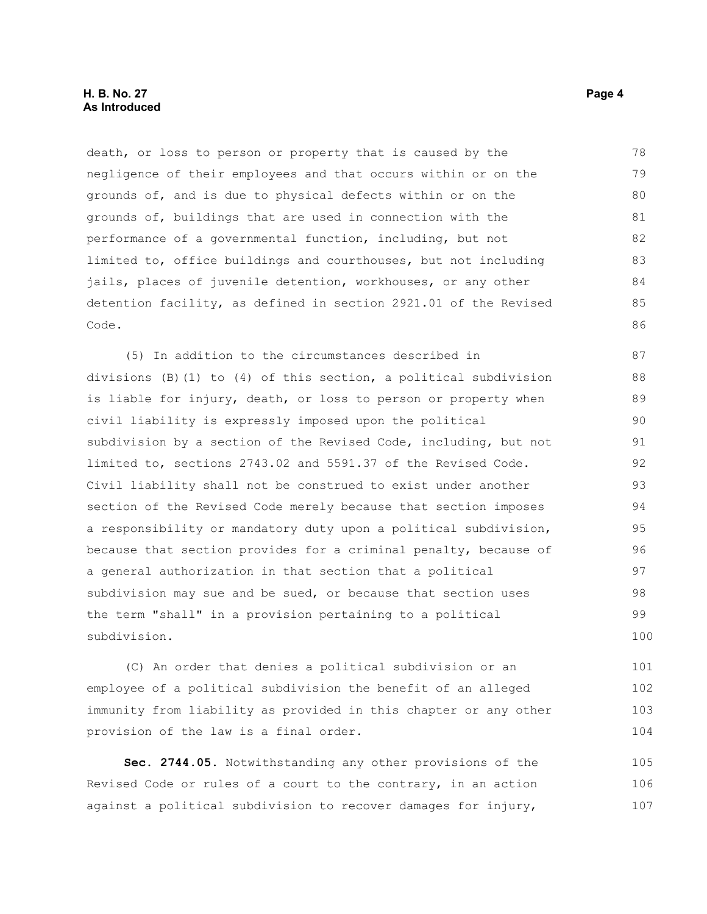death, or loss to person or property that is caused by the negligence of their employees and that occurs within or on the grounds of, and is due to physical defects within or on the grounds of, buildings that are used in connection with the performance of a governmental function, including, but not limited to, office buildings and courthouses, but not including jails, places of juvenile detention, workhouses, or any other detention facility, as defined in section 2921.01 of the Revised Code.

(5) In addition to the circumstances described in divisions (B)(1) to (4) of this section, a political subdivision is liable for injury, death, or loss to person or property when civil liability is expressly imposed upon the political subdivision by a section of the Revised Code, including, but not limited to, sections 2743.02 and 5591.37 of the Revised Code. Civil liability shall not be construed to exist under another section of the Revised Code merely because that section imposes a responsibility or mandatory duty upon a political subdivision, because that section provides for a criminal penalty, because of a general authorization in that section that a political subdivision may sue and be sued, or because that section uses the term "shall" in a provision pertaining to a political subdivision.

(C) An order that denies a political subdivision or an employee of a political subdivision the benefit of an alleged immunity from liability as provided in this chapter or any other provision of the law is a final order.

**Sec. 2744.05.** Notwithstanding any other provisions of the Revised Code or rules of a court to the contrary, in an action against a political subdivision to recover damages for injury,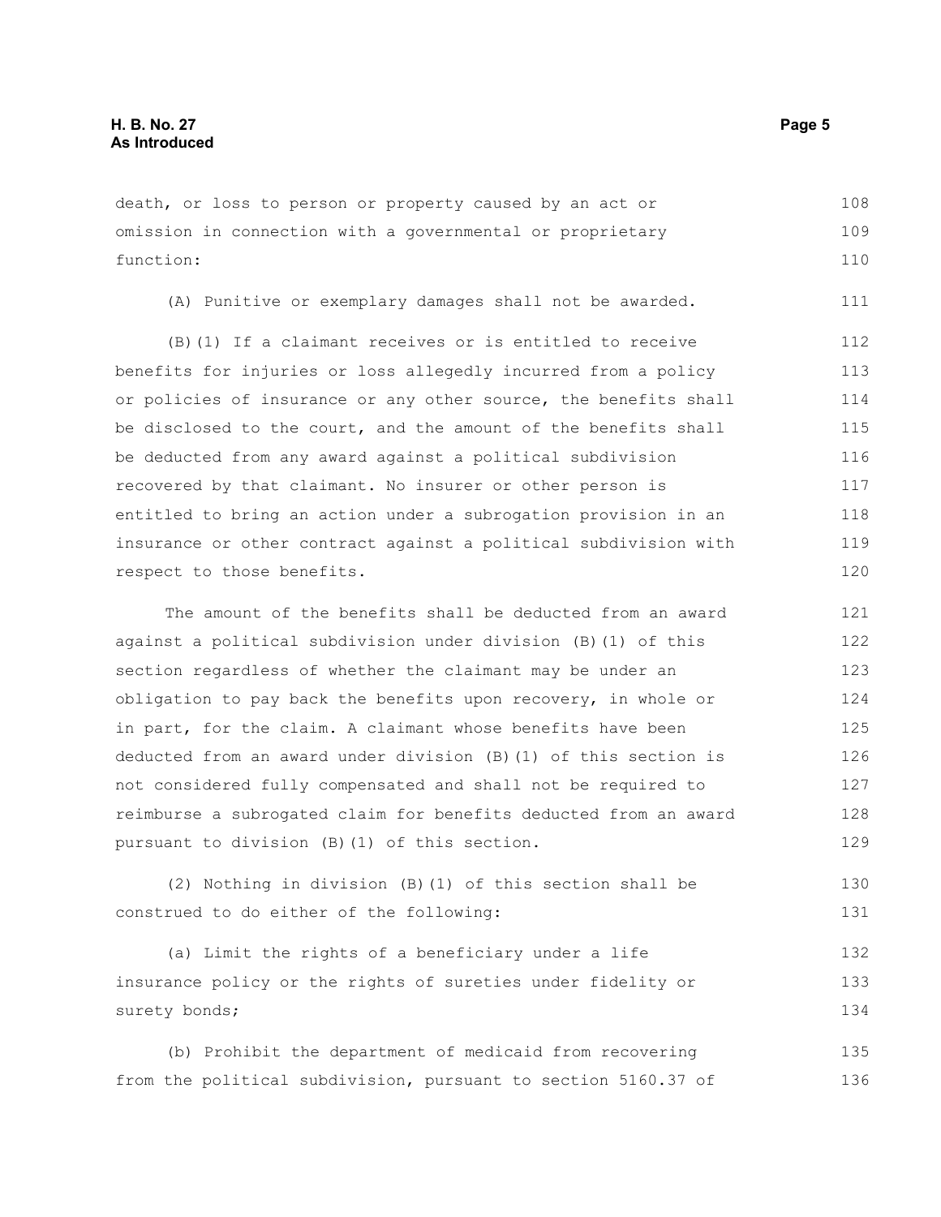death, or loss to person or property caused by an act or omission in connection with a governmental or proprietary function:

(A) Punitive or exemplary damages shall not be awarded.

(B)(1) If a claimant receives or is entitled to receive benefits for injuries or loss allegedly incurred from a policy or policies of insurance or any other source, the benefits shall be disclosed to the court, and the amount of the benefits shall be deducted from any award against a political subdivision recovered by that claimant. No insurer or other person is entitled to bring an action under a subrogation provision in an insurance or other contract against a political subdivision with respect to those benefits.

The amount of the benefits shall be deducted from an award against a political subdivision under division (B)(1) of this section regardless of whether the claimant may be under an obligation to pay back the benefits upon recovery, in whole or in part, for the claim. A claimant whose benefits have been deducted from an award under division (B)(1) of this section is not considered fully compensated and shall not be required to reimburse a subrogated claim for benefits deducted from an award pursuant to division (B)(1) of this section.

(2) Nothing in division (B)(1) of this section shall be construed to do either of the following:

(a) Limit the rights of a beneficiary under a life insurance policy or the rights of sureties under fidelity or surety bonds;

(b) Prohibit the department of medicaid from recovering from the political subdivision, pursuant to section 5160.37 of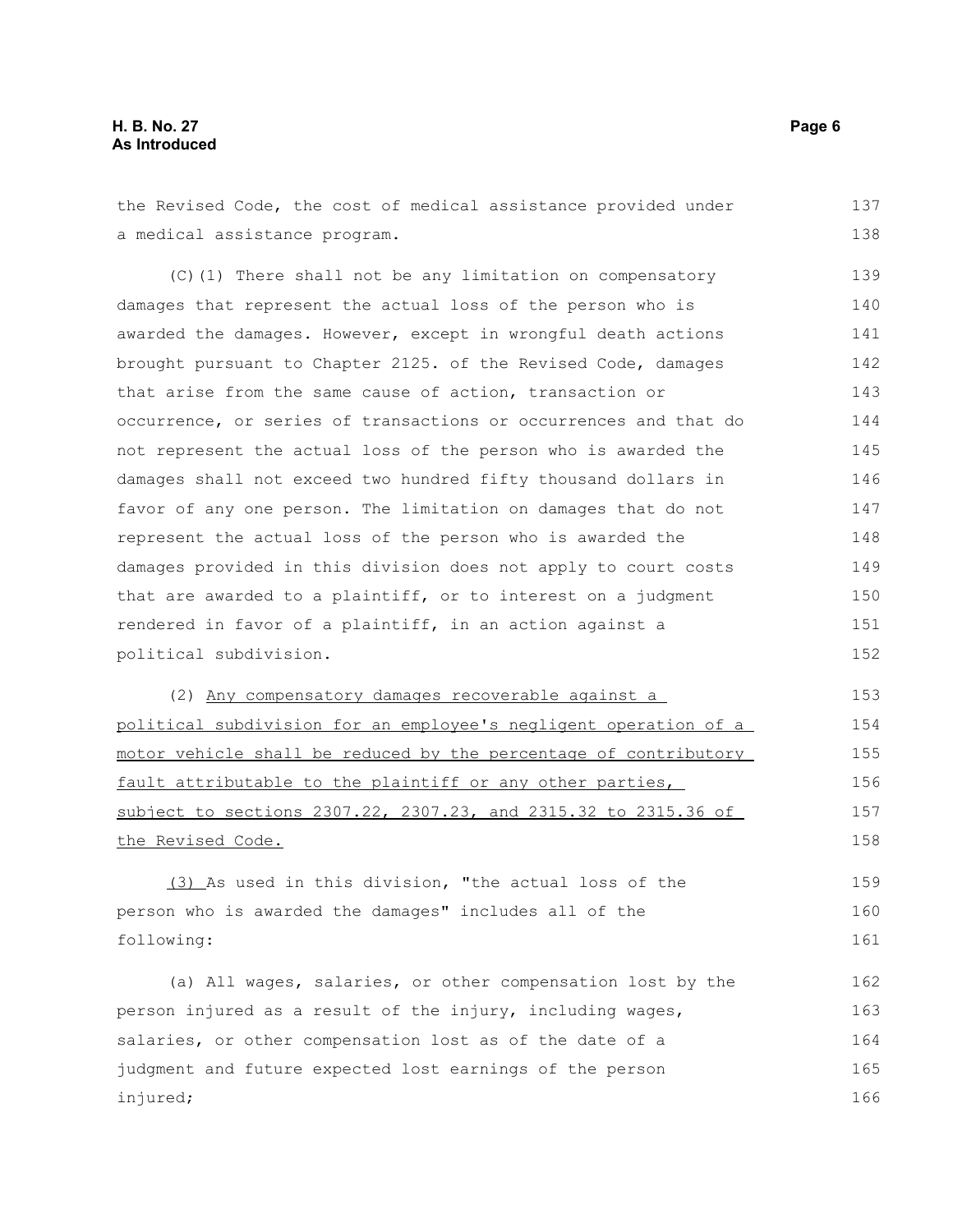the Revised Code, the cost of medical assistance provided under a medical assistance program.

(C)(1) There shall not be any limitation on compensatory damages that represent the actual loss of the person who is awarded the damages. However, except in wrongful death actions brought pursuant to Chapter 2125. of the Revised Code, damages that arise from the same cause of action, transaction or occurrence, or series of transactions or occurrences and that do not represent the actual loss of the person who is awarded the damages shall not exceed two hundred fifty thousand dollars in favor of any one person. The limitation on damages that do not represent the actual loss of the person who is awarded the damages provided in this division does not apply to court costs that are awarded to a plaintiff, or to interest on a judgment rendered in favor of a plaintiff, in an action against a political subdivision.

(2) <u>Any compensatory damages recoverable against a political subdivision for an employee's negligent operation of a motor vehicle shall be reduced by the percentage of contributory fault attributable to the plaintiff or any other parties, subject to sections 2307.22, 2307.23, and 2315.32 to 2315.36 of the Revised Code.</u>

<u>(3)</u> As used in this division, "the actual loss of the person who is awarded the damages" includes all of the following:

(a) All wages, salaries, or other compensation lost by the person injured as a result of the injury, including wages, salaries, or other compensation lost as of the date of a judgment and future expected lost earnings of the person injured;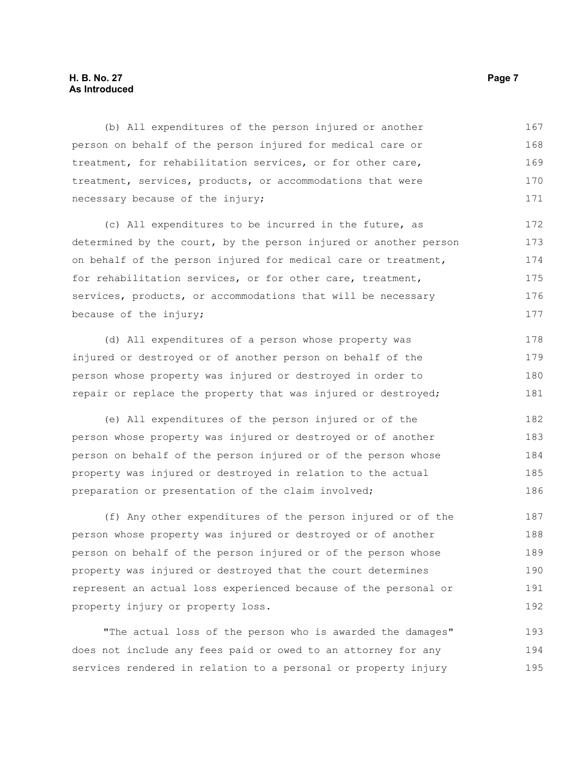(b) All expenditures of the person injured or another person on behalf of the person injured for medical care or treatment, for rehabilitation services, or for other care, treatment, services, products, or accommodations that were necessary because of the injury;

(c) All expenditures to be incurred in the future, as determined by the court, by the person injured or another person on behalf of the person injured for medical care or treatment, for rehabilitation services, or for other care, treatment, services, products, or accommodations that will be necessary because of the injury;

(d) All expenditures of a person whose property was injured or destroyed or of another person on behalf of the person whose property was injured or destroyed in order to repair or replace the property that was injured or destroyed;

(e) All expenditures of the person injured or of the person whose property was injured or destroyed or of another person on behalf of the person injured or of the person whose property was injured or destroyed in relation to the actual preparation or presentation of the claim involved;

(f) Any other expenditures of the person injured or of the person whose property was injured or destroyed or of another person on behalf of the person injured or of the person whose property was injured or destroyed that the court determines represent an actual loss experienced because of the personal or property injury or property loss.

"The actual loss of the person who is awarded the damages" does not include any fees paid or owed to an attorney for any services rendered in relation to a personal or property injury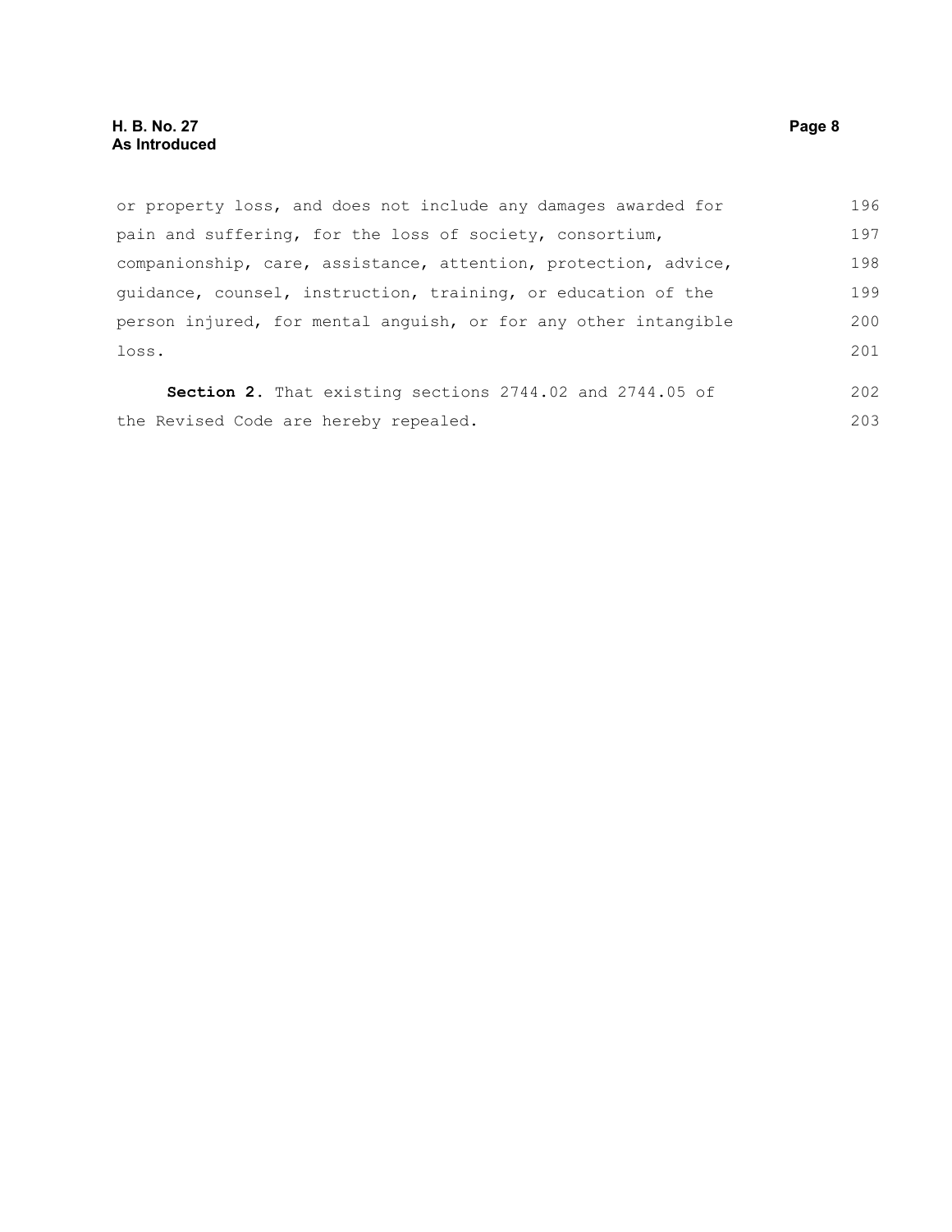or property loss, and does not include any damages awarded for pain and suffering, for the loss of society, consortium, companionship, care, assistance, attention, protection, advice, guidance, counsel, instruction, training, or education of the person injured, for mental anguish, or for any other intangible loss.

**Section 2.** That existing sections 2744.02 and 2744.05 of the Revised Code are hereby repealed.